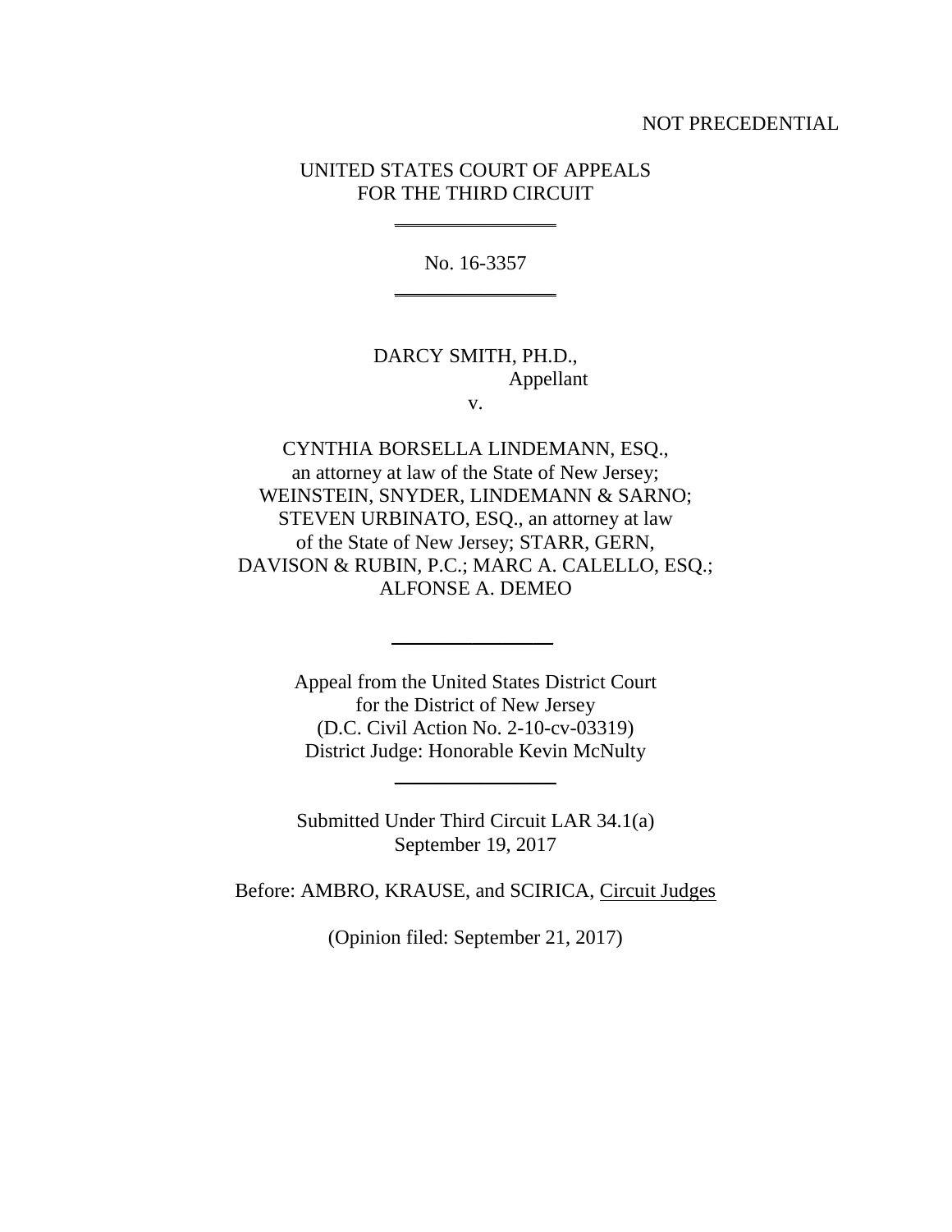NOT PRECEDENTIAL

UNITED STATES COURT OF APPEALS
FOR THE THIRD CIRCUIT

No. 16-3357

DARCY SMITH, PH.D.,
Appellant

v.

CYNTHIA BORSELLA LINDEMANN, ESQ.,
an attorney at law of the State of New Jersey;
WEINSTEIN, SNYDER, LINDEMANN & SARNO;
STEVEN URBINATO, ESQ., an attorney at law
of the State of New Jersey; STARR, GERN,
DAVISON & RUBIN, P.C.; MARC A. CALELLO, ESQ.;
ALFONSE A. DEMEO

Appeal from the United States District Court
for the District of New Jersey
(D.C. Civil Action No. 2-10-cv-03319)
District Judge: Honorable Kevin McNulty

Submitted Under Third Circuit LAR 34.1(a)
September 19, 2017

Before: AMBRO, KRAUSE, and SCIRICA, Circuit Judges

(Opinion filed: September 21, 2017)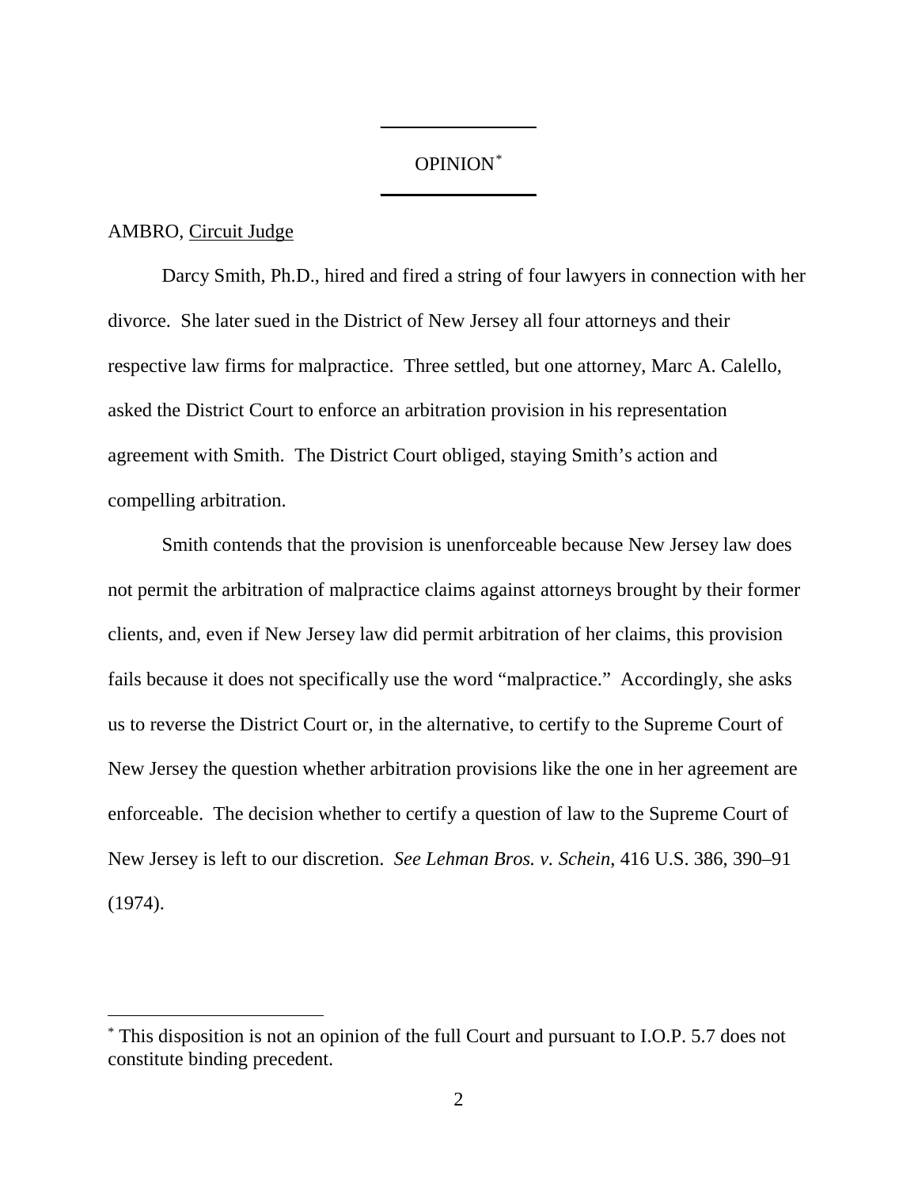# OPINION[*]

AMBRO, Circuit Judge

Darcy Smith, Ph.D., hired and fired a string of four lawyers in connection with her divorce. She later sued in the District of New Jersey all four attorneys and their respective law firms for malpractice. Three settled, but one attorney, Marc A. Calello, asked the District Court to enforce an arbitration provision in his representation agreement with Smith. The District Court obliged, staying Smith's action and compelling arbitration.

Smith contends that the provision is unenforceable because New Jersey law does not permit the arbitration of malpractice claims against attorneys brought by their former clients, and, even if New Jersey law did permit arbitration of her claims, this provision fails because it does not specifically use the word "malpractice." Accordingly, she asks us to reverse the District Court or, in the alternative, to certify to the Supreme Court of New Jersey the question whether arbitration provisions like the one in her agreement are enforceable. The decision whether to certify a question of law to the Supreme Court of New Jersey is left to our discretion. *See Lehman Bros. v. Schein*, 416 U.S. 386, 390–91 (1974).

---

[*] This disposition is not an opinion of the full Court and pursuant to I.O.P. 5.7 does not constitute binding precedent.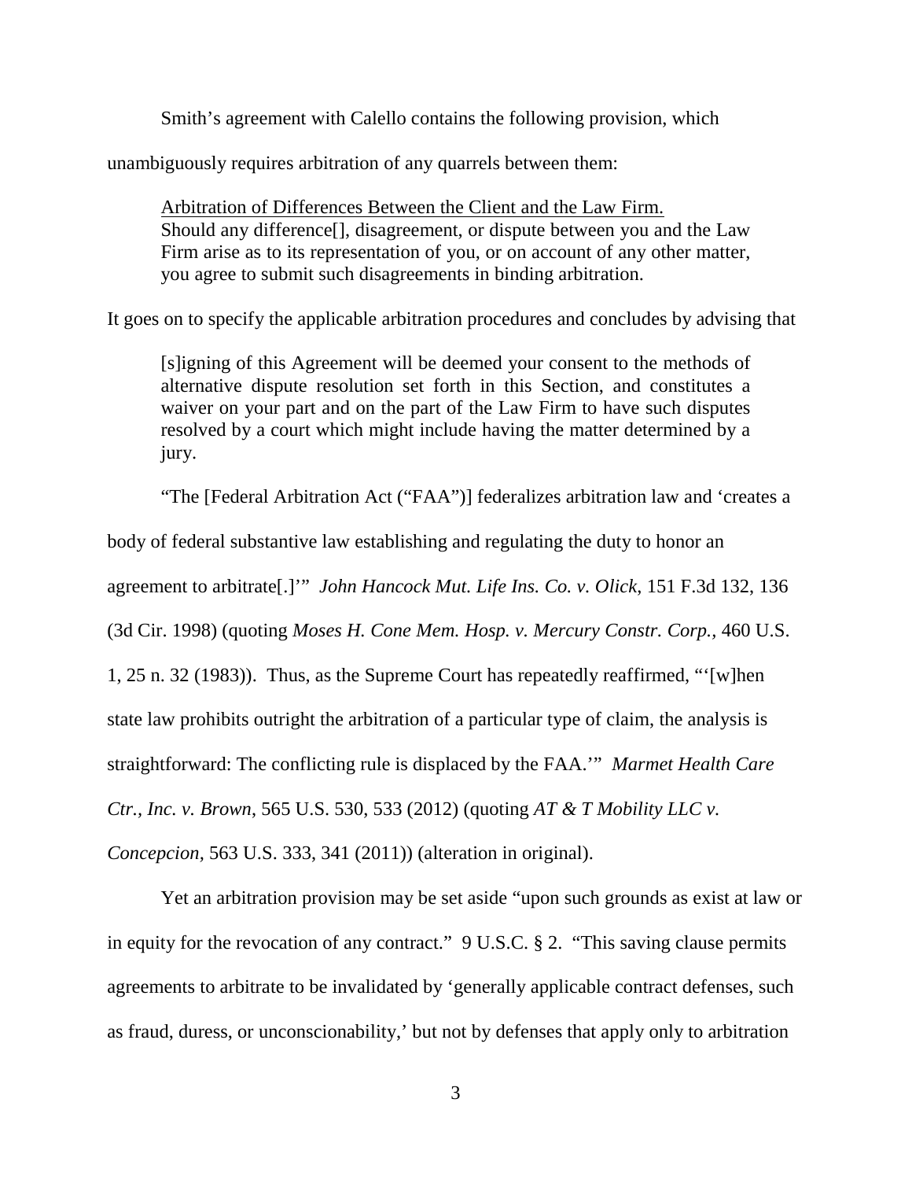Smith's agreement with Calello contains the following provision, which unambiguously requires arbitration of any quarrels between them:

> <u>Arbitration of Differences Between the Client and the Law Firm.</u>
> Should any difference[], disagreement, or dispute between you and the Law Firm arise as to its representation of you, or on account of any other matter, you agree to submit such disagreements in binding arbitration.

It goes on to specify the applicable arbitration procedures and concludes by advising that

> [s]igning of this Agreement will be deemed your consent to the methods of alternative dispute resolution set forth in this Section, and constitutes a waiver on your part and on the part of the Law Firm to have such disputes resolved by a court which might include having the matter determined by a jury.

"The [Federal Arbitration Act ("FAA")] federalizes arbitration law and 'creates a body of federal substantive law establishing and regulating the duty to honor an agreement to arbitrate[.]'" *John Hancock Mut. Life Ins. Co. v. Olick*, 151 F.3d 132, 136 (3d Cir. 1998) (quoting *Moses H. Cone Mem. Hosp. v. Mercury Constr. Corp.*, 460 U.S. 1, 25 n. 32 (1983)). Thus, as the Supreme Court has repeatedly reaffirmed, "'[w]hen state law prohibits outright the arbitration of a particular type of claim, the analysis is straightforward: The conflicting rule is displaced by the FAA.'" *Marmet Health Care Ctr., Inc. v. Brown*, 565 U.S. 530, 533 (2012) (quoting *AT & T Mobility LLC v. Concepcion*, 563 U.S. 333, 341 (2011)) (alteration in original).

Yet an arbitration provision may be set aside "upon such grounds as exist at law or in equity for the revocation of any contract." 9 U.S.C. § 2. "This saving clause permits agreements to arbitrate to be invalidated by 'generally applicable contract defenses, such as fraud, duress, or unconscionability,' but not by defenses that apply only to arbitration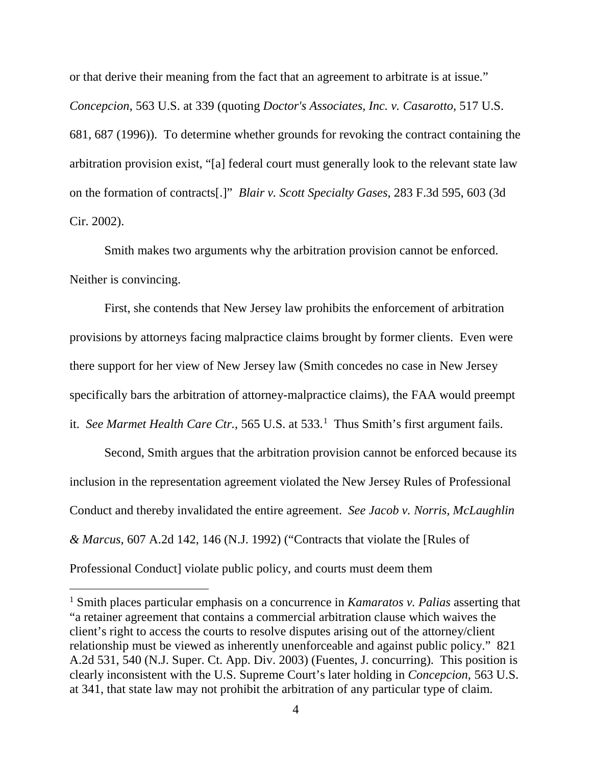or that derive their meaning from the fact that an agreement to arbitrate is at issue." *Concepcion*, 563 U.S. at 339 (quoting *Doctor's Associates, Inc. v. Casarotto,* 517 U.S. 681, 687 (1996)). To determine whether grounds for revoking the contract containing the arbitration provision exist, "[a] federal court must generally look to the relevant state law on the formation of contracts[.]" *Blair v. Scott Specialty Gases*, 283 F.3d 595, 603 (3d Cir. 2002).

Smith makes two arguments why the arbitration provision cannot be enforced. Neither is convincing.

First, she contends that New Jersey law prohibits the enforcement of arbitration provisions by attorneys facing malpractice claims brought by former clients. Even were there support for her view of New Jersey law (Smith concedes no case in New Jersey specifically bars the arbitration of attorney-malpractice claims), the FAA would preempt it. *See Marmet Health Care Ctr.*, 565 U.S. at 533.[1] Thus Smith's first argument fails.

Second, Smith argues that the arbitration provision cannot be enforced because its inclusion in the representation agreement violated the New Jersey Rules of Professional Conduct and thereby invalidated the entire agreement. *See Jacob v. Norris, McLaughlin & Marcus*, 607 A.2d 142, 146 (N.J. 1992) ("Contracts that violate the [Rules of Professional Conduct] violate public policy, and courts must deem them

---

[1] Smith places particular emphasis on a concurrence in *Kamaratos v. Palias* asserting that "a retainer agreement that contains a commercial arbitration clause which waives the client's right to access the courts to resolve disputes arising out of the attorney/client relationship must be viewed as inherently unenforceable and against public policy." 821 A.2d 531, 540 (N.J. Super. Ct. App. Div. 2003) (Fuentes, J. concurring). This position is clearly inconsistent with the U.S. Supreme Court's later holding in *Concepcion,* 563 U.S. at 341, that state law may not prohibit the arbitration of any particular type of claim.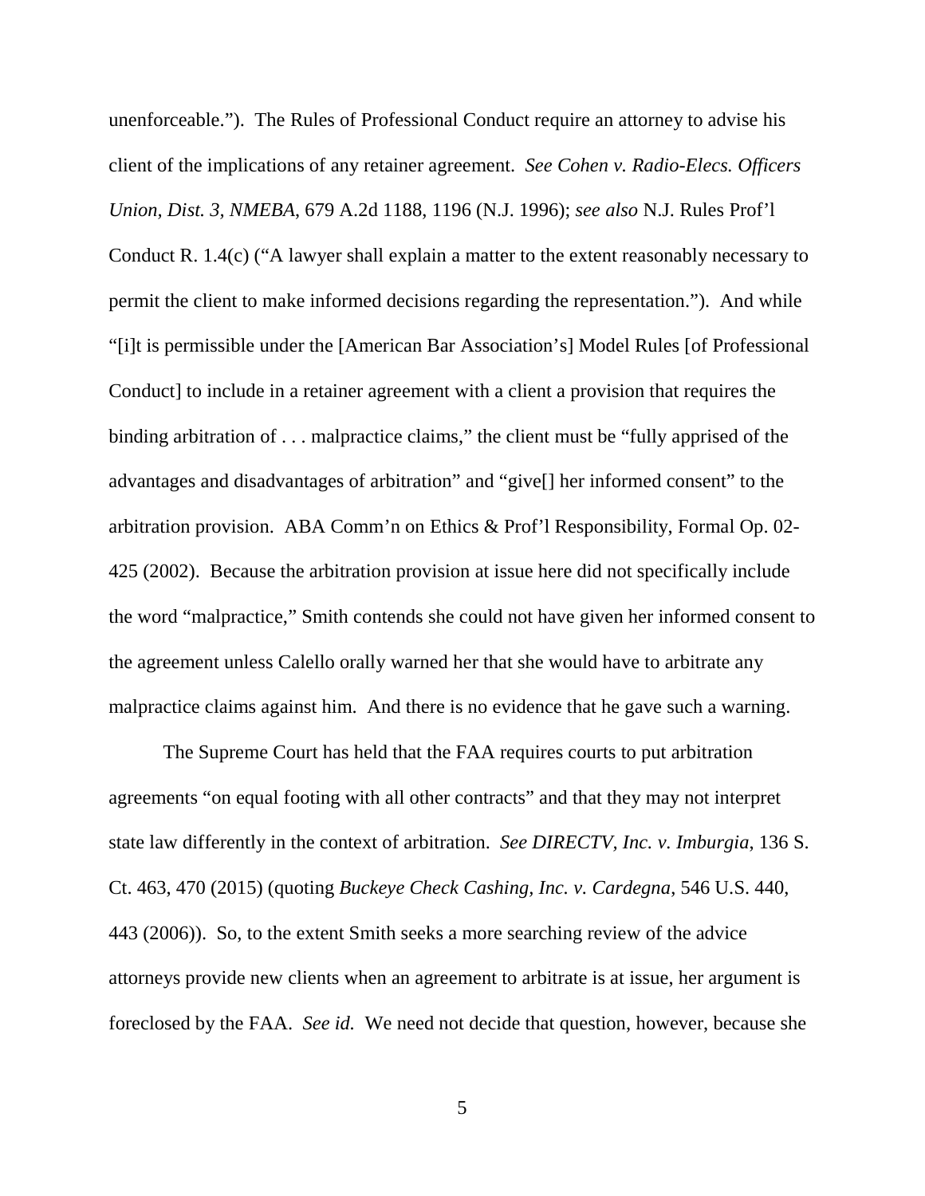unenforceable."). The Rules of Professional Conduct require an attorney to advise his client of the implications of any retainer agreement. *See Cohen v. Radio-Elecs. Officers Union, Dist. 3, NMEBA*, 679 A.2d 1188, 1196 (N.J. 1996); *see also* N.J. Rules Prof'l Conduct R. 1.4(c) ("A lawyer shall explain a matter to the extent reasonably necessary to permit the client to make informed decisions regarding the representation."). And while "[i]t is permissible under the [American Bar Association's] Model Rules [of Professional Conduct] to include in a retainer agreement with a client a provision that requires the binding arbitration of . . . malpractice claims," the client must be "fully apprised of the advantages and disadvantages of arbitration" and "give[] her informed consent" to the arbitration provision. ABA Comm'n on Ethics & Prof'l Responsibility, Formal Op. 02-425 (2002). Because the arbitration provision at issue here did not specifically include the word "malpractice," Smith contends she could not have given her informed consent to the agreement unless Calello orally warned her that she would have to arbitrate any malpractice claims against him. And there is no evidence that he gave such a warning.

The Supreme Court has held that the FAA requires courts to put arbitration agreements "on equal footing with all other contracts" and that they may not interpret state law differently in the context of arbitration. *See DIRECTV, Inc. v. Imburgia*, 136 S. Ct. 463, 470 (2015) (quoting *Buckeye Check Cashing, Inc. v. Cardegna*, 546 U.S. 440, 443 (2006)). So, to the extent Smith seeks a more searching review of the advice attorneys provide new clients when an agreement to arbitrate is at issue, her argument is foreclosed by the FAA. *See id.* We need not decide that question, however, because she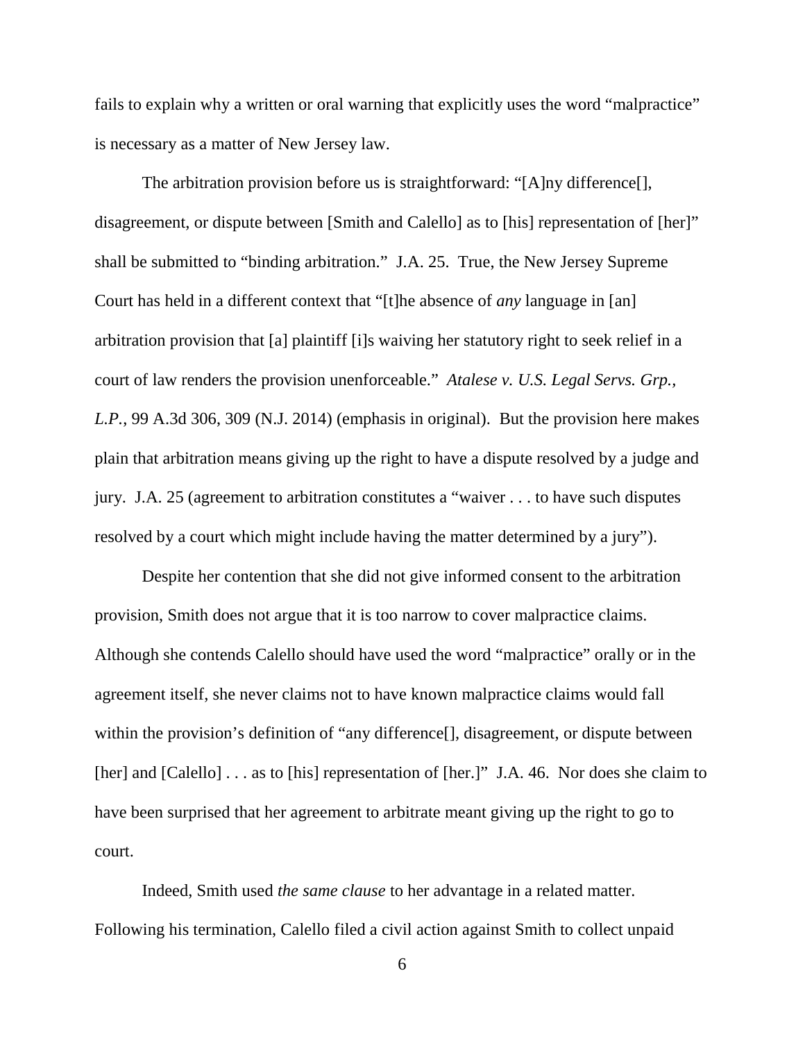fails to explain why a written or oral warning that explicitly uses the word "malpractice" is necessary as a matter of New Jersey law.

The arbitration provision before us is straightforward: "[A]ny difference[], disagreement, or dispute between [Smith and Calello] as to [his] representation of [her]" shall be submitted to "binding arbitration." J.A. 25. True, the New Jersey Supreme Court has held in a different context that "[t]he absence of *any* language in [an] arbitration provision that [a] plaintiff [i]s waiving her statutory right to seek relief in a court of law renders the provision unenforceable." *Atalese v. U.S. Legal Servs. Grp., L.P.*, 99 A.3d 306, 309 (N.J. 2014) (emphasis in original). But the provision here makes plain that arbitration means giving up the right to have a dispute resolved by a judge and jury. J.A. 25 (agreement to arbitration constitutes a "waiver . . . to have such disputes resolved by a court which might include having the matter determined by a jury").

Despite her contention that she did not give informed consent to the arbitration provision, Smith does not argue that it is too narrow to cover malpractice claims. Although she contends Calello should have used the word "malpractice" orally or in the agreement itself, she never claims not to have known malpractice claims would fall within the provision's definition of "any difference[], disagreement, or dispute between [her] and [Calello] . . . as to [his] representation of [her.]" J.A. 46. Nor does she claim to have been surprised that her agreement to arbitrate meant giving up the right to go to court.

Indeed, Smith used *the same clause* to her advantage in a related matter. Following his termination, Calello filed a civil action against Smith to collect unpaid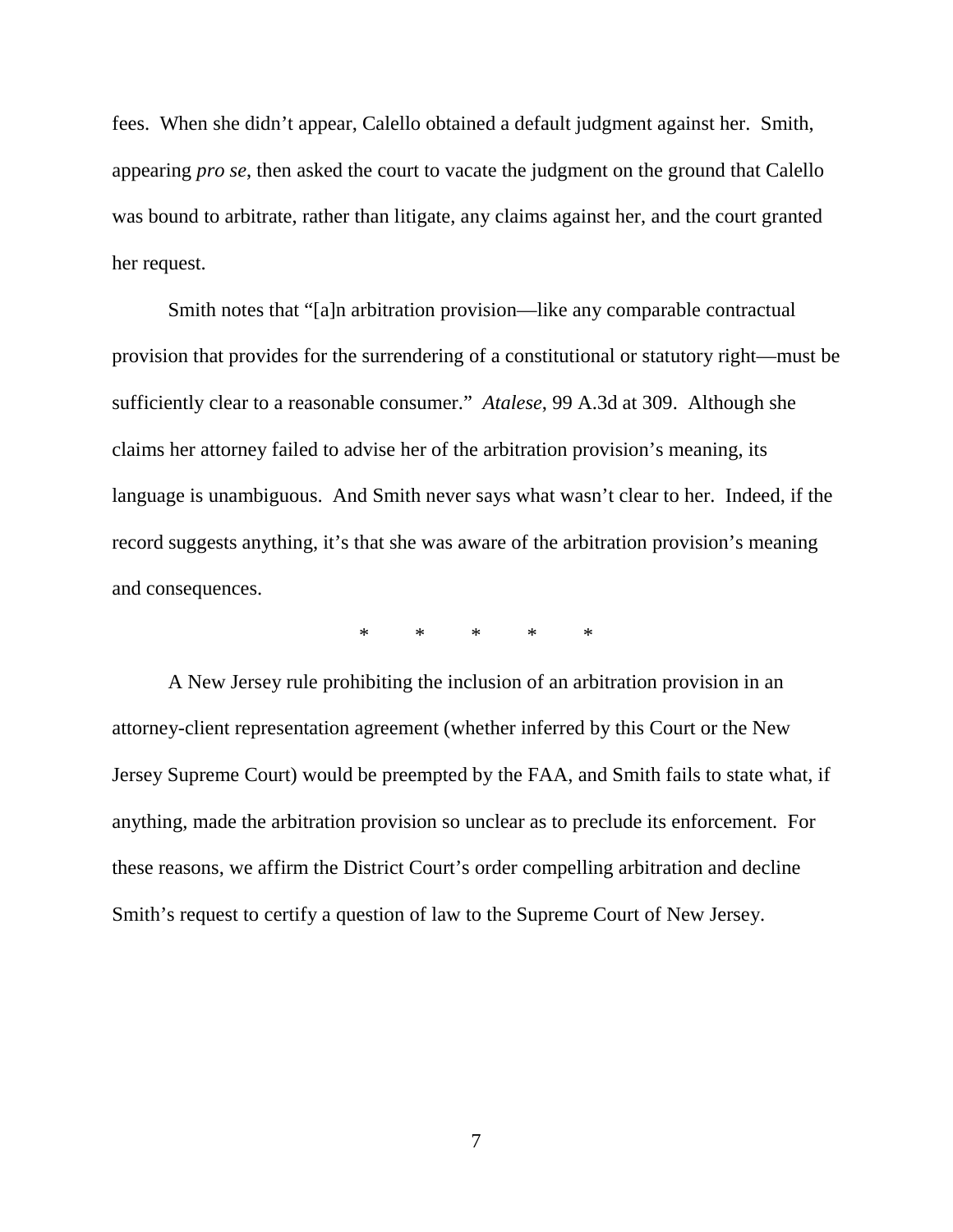fees. When she didn't appear, Calello obtained a default judgment against her. Smith, appearing *pro se*, then asked the court to vacate the judgment on the ground that Calello was bound to arbitrate, rather than litigate, any claims against her, and the court granted her request.

Smith notes that "[a]n arbitration provision—like any comparable contractual provision that provides for the surrendering of a constitutional or statutory right—must be sufficiently clear to a reasonable consumer." *Atalese*, 99 A.3d at 309. Although she claims her attorney failed to advise her of the arbitration provision's meaning, its language is unambiguous. And Smith never says what wasn't clear to her. Indeed, if the record suggests anything, it's that she was aware of the arbitration provision's meaning and consequences.

\* \* \* \* \*

A New Jersey rule prohibiting the inclusion of an arbitration provision in an attorney-client representation agreement (whether inferred by this Court or the New Jersey Supreme Court) would be preempted by the FAA, and Smith fails to state what, if anything, made the arbitration provision so unclear as to preclude its enforcement. For these reasons, we affirm the District Court's order compelling arbitration and decline Smith's request to certify a question of law to the Supreme Court of New Jersey.